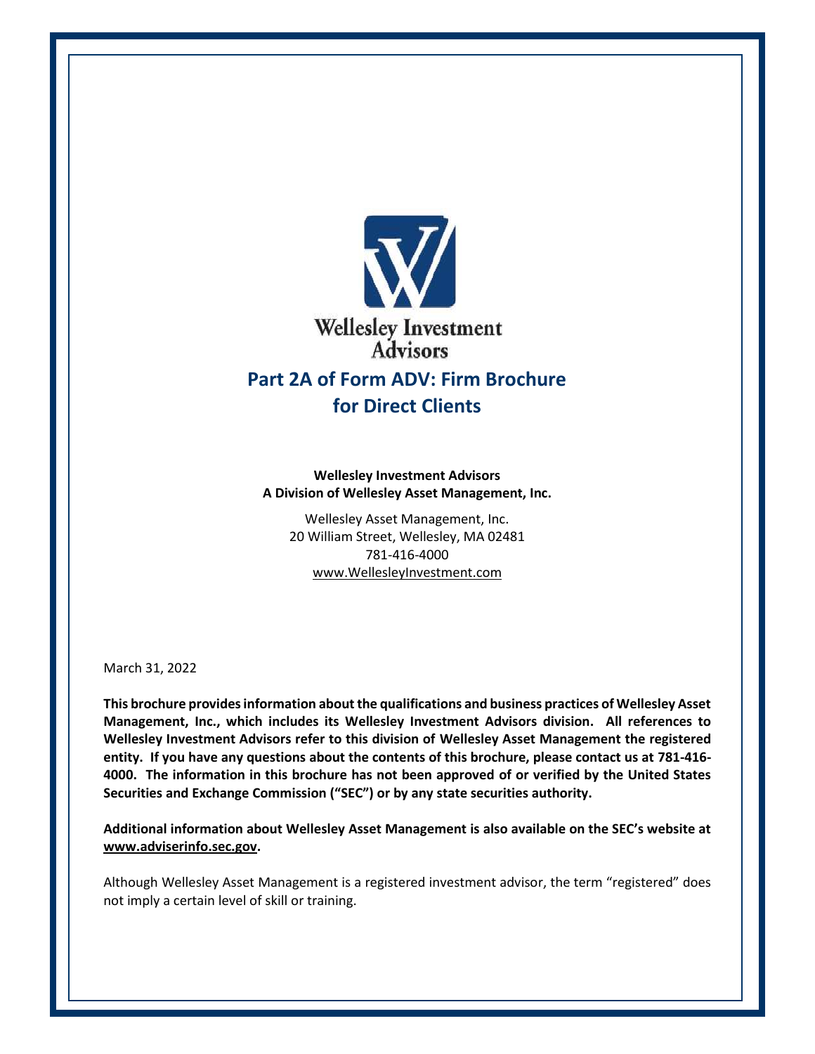Wellesley Investment Advisors

# Part 2A of Form ADV: Firm Brochure for Direct Clients

**Wellesley Investment Advisors**
**A Division of Wellesley Asset Management, Inc.**

Wellesley Asset Management, Inc.
20 William Street, Wellesley, MA 02481
781-416-4000
www.WellesleyInvestment.com

March 31, 2022

**This brochure provides information about the qualifications and business practices of Wellesley Asset Management, Inc., which includes its Wellesley Investment Advisors division. All references to Wellesley Investment Advisors refer to this division of Wellesley Asset Management the registered entity. If you have any questions about the contents of this brochure, please contact us at 781-416-4000. The information in this brochure has not been approved of or verified by the United States Securities and Exchange Commission ("SEC") or by any state securities authority.**

**Additional information about Wellesley Asset Management is also available on the SEC's website at www.adviserinfo.sec.gov.**

Although Wellesley Asset Management is a registered investment advisor, the term "registered" does not imply a certain level of skill or training.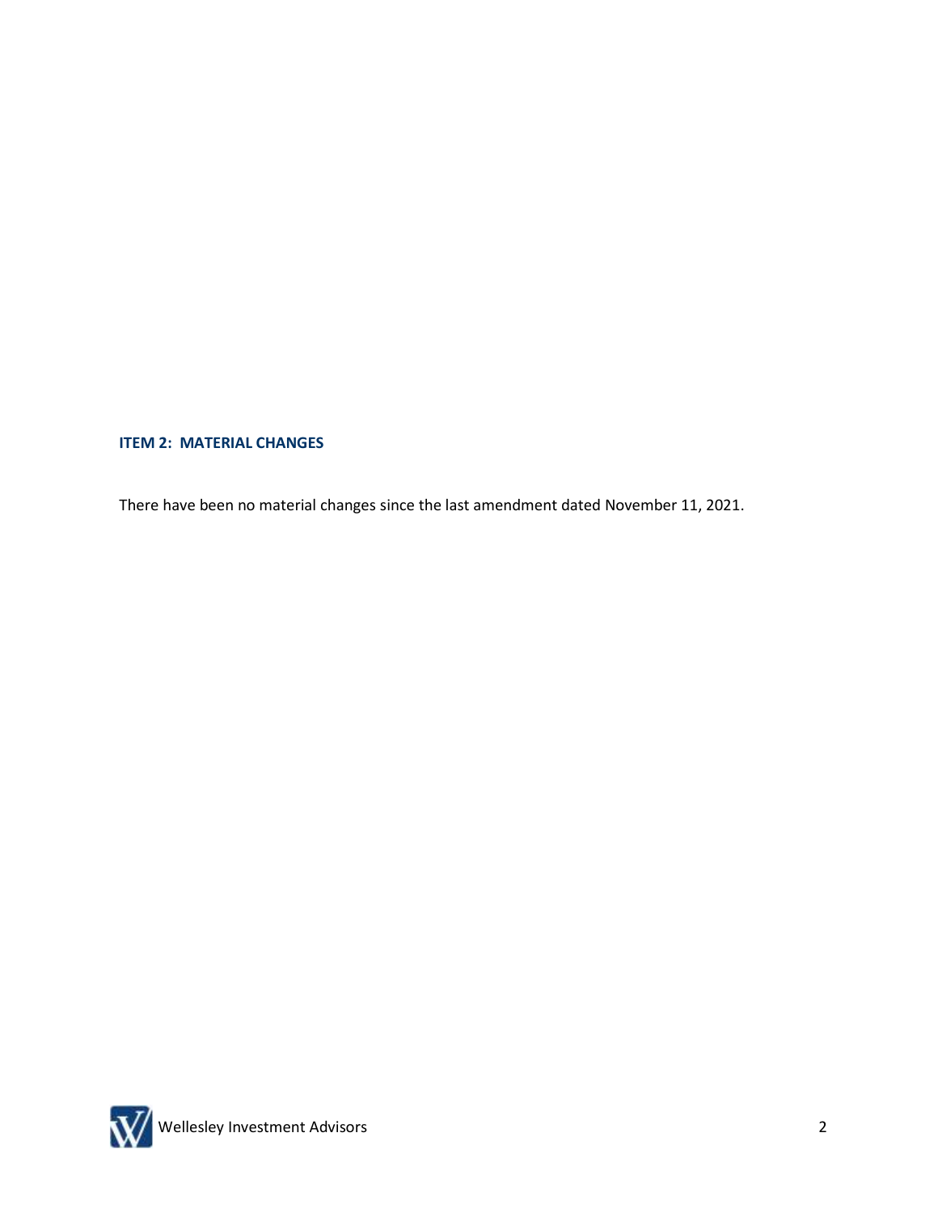## ITEM 2: MATERIAL CHANGES

There have been no material changes since the last amendment dated November 11, 2021.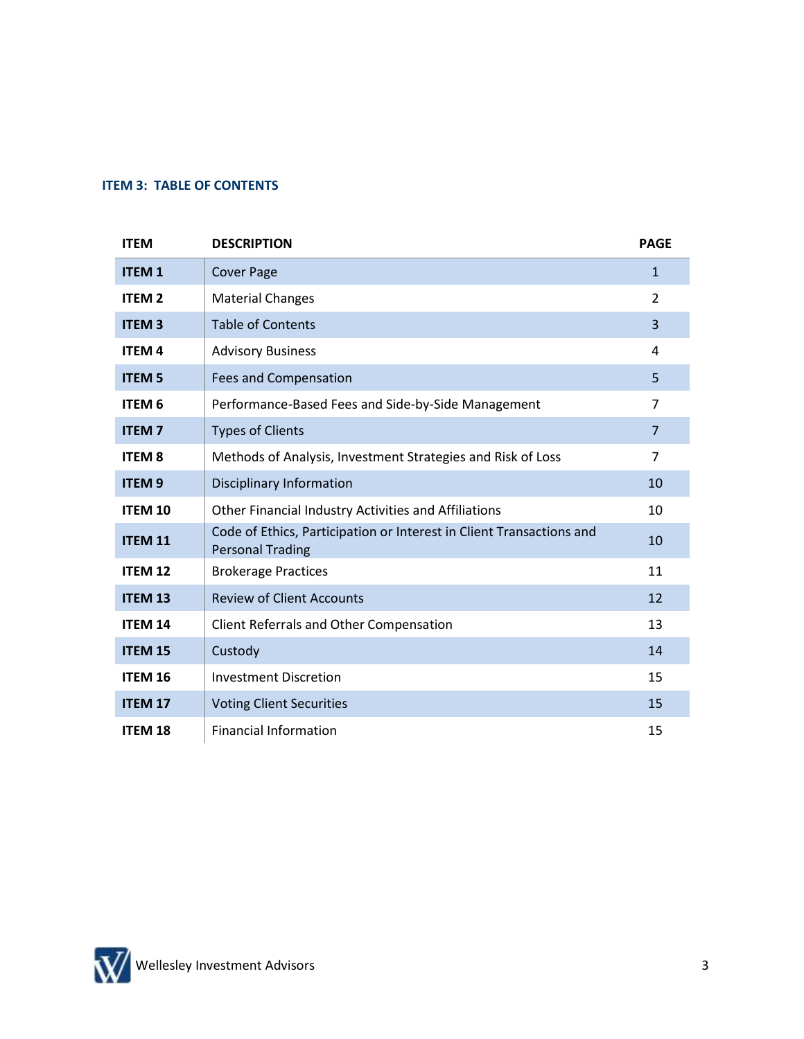## ITEM 3: TABLE OF CONTENTS

| ITEM | DESCRIPTION | PAGE |
|---|---|---|
| **ITEM 1** | Cover Page | 1 |
| **ITEM 2** | Material Changes | 2 |
| **ITEM 3** | Table of Contents | 3 |
| **ITEM 4** | Advisory Business | 4 |
| **ITEM 5** | Fees and Compensation | 5 |
| **ITEM 6** | Performance-Based Fees and Side-by-Side Management | 7 |
| **ITEM 7** | Types of Clients | 7 |
| **ITEM 8** | Methods of Analysis, Investment Strategies and Risk of Loss | 7 |
| **ITEM 9** | Disciplinary Information | 10 |
| **ITEM 10** | Other Financial Industry Activities and Affiliations | 10 |
| **ITEM 11** | Code of Ethics, Participation or Interest in Client Transactions and Personal Trading | 10 |
| **ITEM 12** | Brokerage Practices | 11 |
| **ITEM 13** | Review of Client Accounts | 12 |
| **ITEM 14** | Client Referrals and Other Compensation | 13 |
| **ITEM 15** | Custody | 14 |
| **ITEM 16** | Investment Discretion | 15 |
| **ITEM 17** | Voting Client Securities | 15 |
| **ITEM 18** | Financial Information | 15 |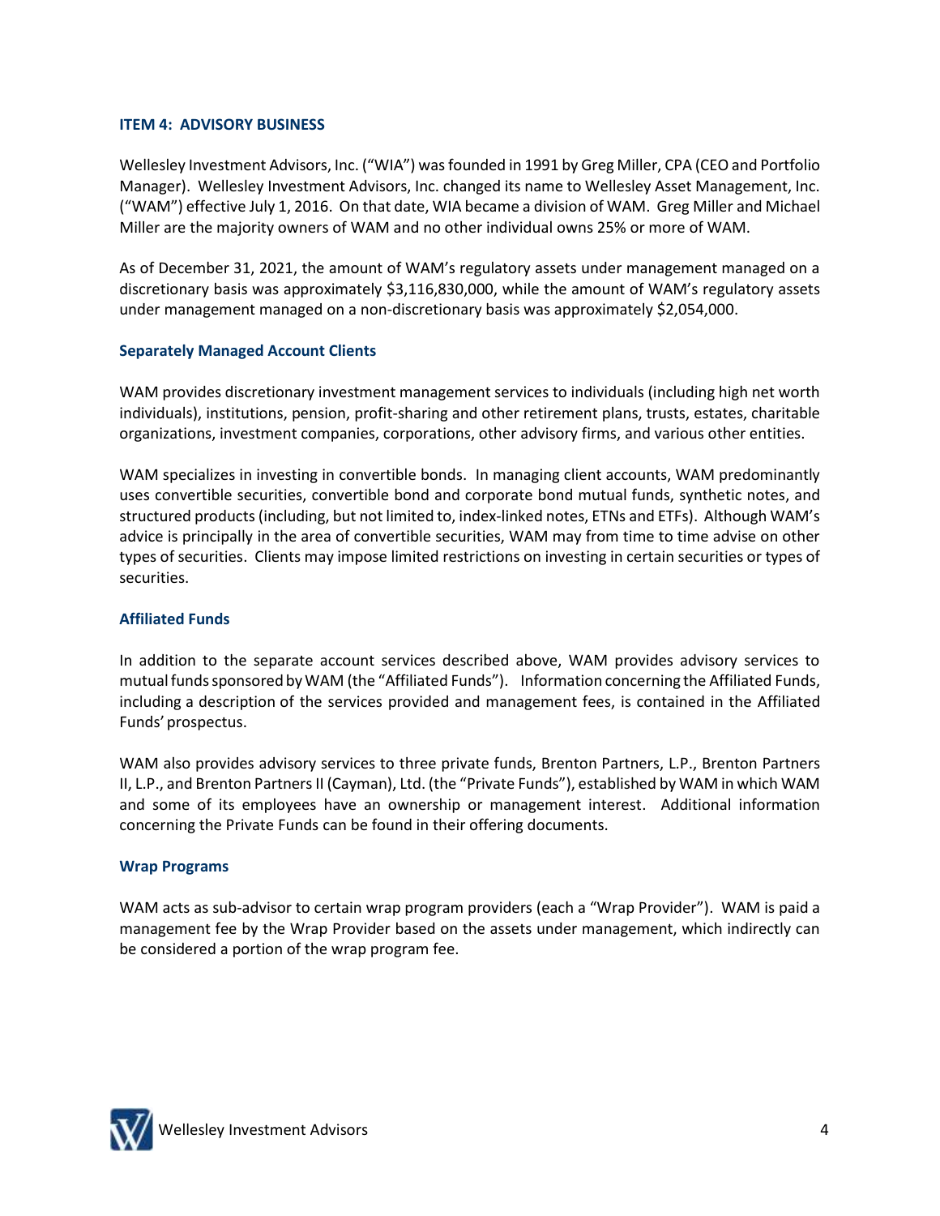## ITEM 4: ADVISORY BUSINESS

Wellesley Investment Advisors, Inc. ("WIA") was founded in 1991 by Greg Miller, CPA (CEO and Portfolio Manager). Wellesley Investment Advisors, Inc. changed its name to Wellesley Asset Management, Inc. ("WAM") effective July 1, 2016. On that date, WIA became a division of WAM. Greg Miller and Michael Miller are the majority owners of WAM and no other individual owns 25% or more of WAM.

As of December 31, 2021, the amount of WAM's regulatory assets under management managed on a discretionary basis was approximately $3,116,830,000, while the amount of WAM's regulatory assets under management managed on a non-discretionary basis was approximately $2,054,000.

### Separately Managed Account Clients

WAM provides discretionary investment management services to individuals (including high net worth individuals), institutions, pension, profit-sharing and other retirement plans, trusts, estates, charitable organizations, investment companies, corporations, other advisory firms, and various other entities.

WAM specializes in investing in convertible bonds. In managing client accounts, WAM predominantly uses convertible securities, convertible bond and corporate bond mutual funds, synthetic notes, and structured products (including, but not limited to, index-linked notes, ETNs and ETFs). Although WAM's advice is principally in the area of convertible securities, WAM may from time to time advise on other types of securities. Clients may impose limited restrictions on investing in certain securities or types of securities.

### Affiliated Funds

In addition to the separate account services described above, WAM provides advisory services to mutual funds sponsored by WAM (the "Affiliated Funds"). Information concerning the Affiliated Funds, including a description of the services provided and management fees, is contained in the Affiliated Funds' prospectus.

WAM also provides advisory services to three private funds, Brenton Partners, L.P., Brenton Partners II, L.P., and Brenton Partners II (Cayman), Ltd. (the "Private Funds"), established by WAM in which WAM and some of its employees have an ownership or management interest. Additional information concerning the Private Funds can be found in their offering documents.

### Wrap Programs

WAM acts as sub-advisor to certain wrap program providers (each a "Wrap Provider"). WAM is paid a management fee by the Wrap Provider based on the assets under management, which indirectly can be considered a portion of the wrap program fee.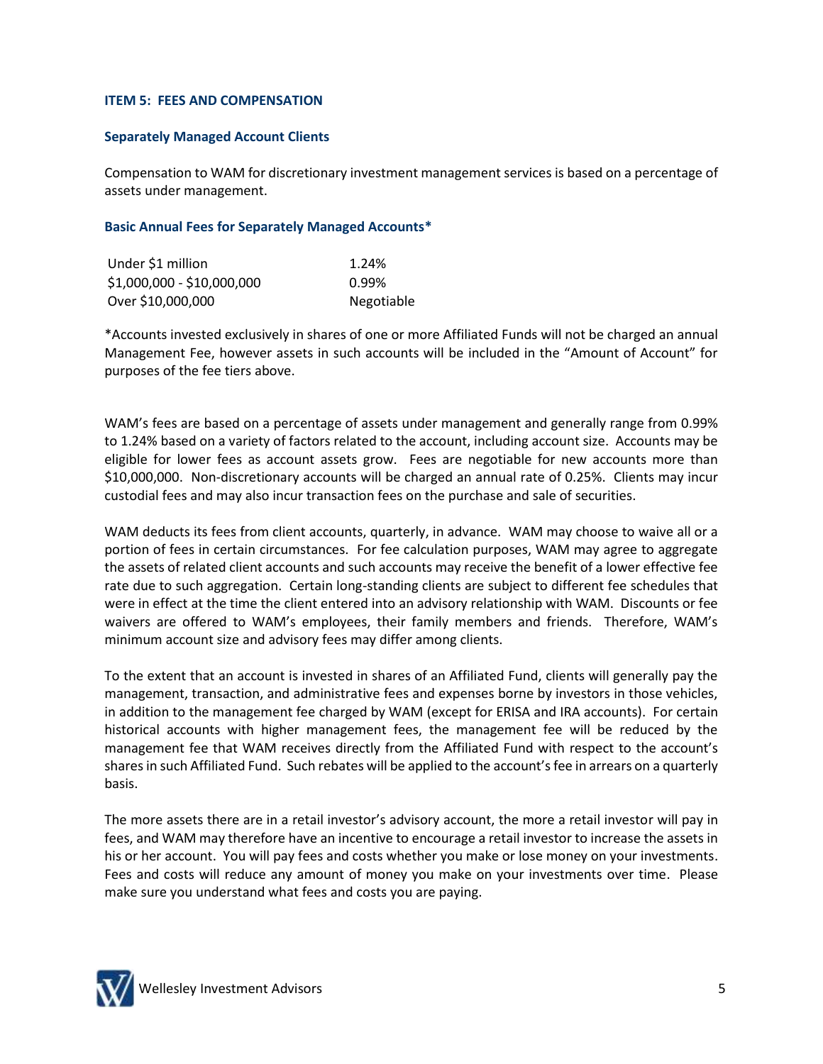## ITEM 5: FEES AND COMPENSATION

### Separately Managed Account Clients

Compensation to WAM for discretionary investment management services is based on a percentage of assets under management.

### Basic Annual Fees for Separately Managed Accounts*

| | |
|---|---|
| Under $1 million | 1.24% |
| $1,000,000 - $10,000,000 | 0.99% |
| Over $10,000,000 | Negotiable |

*Accounts invested exclusively in shares of one or more Affiliated Funds will not be charged an annual Management Fee, however assets in such accounts will be included in the "Amount of Account" for purposes of the fee tiers above.

WAM's fees are based on a percentage of assets under management and generally range from 0.99% to 1.24% based on a variety of factors related to the account, including account size. Accounts may be eligible for lower fees as account assets grow. Fees are negotiable for new accounts more than $10,000,000. Non-discretionary accounts will be charged an annual rate of 0.25%. Clients may incur custodial fees and may also incur transaction fees on the purchase and sale of securities.

WAM deducts its fees from client accounts, quarterly, in advance. WAM may choose to waive all or a portion of fees in certain circumstances. For fee calculation purposes, WAM may agree to aggregate the assets of related client accounts and such accounts may receive the benefit of a lower effective fee rate due to such aggregation. Certain long-standing clients are subject to different fee schedules that were in effect at the time the client entered into an advisory relationship with WAM. Discounts or fee waivers are offered to WAM's employees, their family members and friends. Therefore, WAM's minimum account size and advisory fees may differ among clients.

To the extent that an account is invested in shares of an Affiliated Fund, clients will generally pay the management, transaction, and administrative fees and expenses borne by investors in those vehicles, in addition to the management fee charged by WAM (except for ERISA and IRA accounts). For certain historical accounts with higher management fees, the management fee will be reduced by the management fee that WAM receives directly from the Affiliated Fund with respect to the account's shares in such Affiliated Fund. Such rebates will be applied to the account's fee in arrears on a quarterly basis.

The more assets there are in a retail investor's advisory account, the more a retail investor will pay in fees, and WAM may therefore have an incentive to encourage a retail investor to increase the assets in his or her account. You will pay fees and costs whether you make or lose money on your investments. Fees and costs will reduce any amount of money you make on your investments over time. Please make sure you understand what fees and costs you are paying.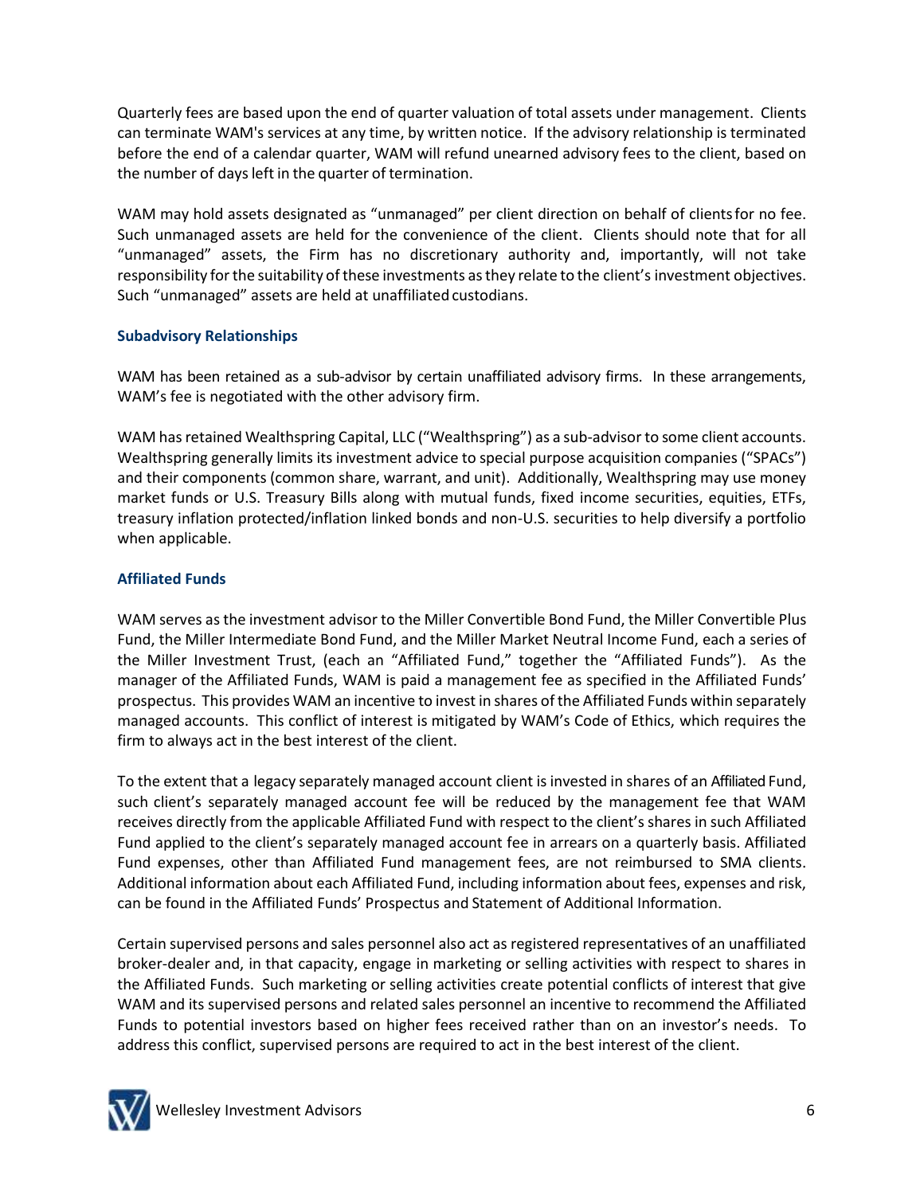Quarterly fees are based upon the end of quarter valuation of total assets under management. Clients can terminate WAM's services at any time, by written notice. If the advisory relationship is terminated before the end of a calendar quarter, WAM will refund unearned advisory fees to the client, based on the number of days left in the quarter of termination.

WAM may hold assets designated as "unmanaged" per client direction on behalf of clients for no fee. Such unmanaged assets are held for the convenience of the client. Clients should note that for all "unmanaged" assets, the Firm has no discretionary authority and, importantly, will not take responsibility for the suitability of these investments as they relate to the client's investment objectives. Such "unmanaged" assets are held at unaffiliated custodians.

### Subadvisory Relationships

WAM has been retained as a sub-advisor by certain unaffiliated advisory firms. In these arrangements, WAM's fee is negotiated with the other advisory firm.

WAM has retained Wealthspring Capital, LLC ("Wealthspring") as a sub-advisor to some client accounts. Wealthspring generally limits its investment advice to special purpose acquisition companies ("SPACs") and their components (common share, warrant, and unit). Additionally, Wealthspring may use money market funds or U.S. Treasury Bills along with mutual funds, fixed income securities, equities, ETFs, treasury inflation protected/inflation linked bonds and non-U.S. securities to help diversify a portfolio when applicable.

### Affiliated Funds

WAM serves as the investment advisor to the Miller Convertible Bond Fund, the Miller Convertible Plus Fund, the Miller Intermediate Bond Fund, and the Miller Market Neutral Income Fund, each a series of the Miller Investment Trust, (each an "Affiliated Fund," together the "Affiliated Funds"). As the manager of the Affiliated Funds, WAM is paid a management fee as specified in the Affiliated Funds' prospectus. This provides WAM an incentive to invest in shares of the Affiliated Funds within separately managed accounts. This conflict of interest is mitigated by WAM's Code of Ethics, which requires the firm to always act in the best interest of the client.

To the extent that a legacy separately managed account client is invested in shares of an Affiliated Fund, such client's separately managed account fee will be reduced by the management fee that WAM receives directly from the applicable Affiliated Fund with respect to the client's shares in such Affiliated Fund applied to the client's separately managed account fee in arrears on a quarterly basis. Affiliated Fund expenses, other than Affiliated Fund management fees, are not reimbursed to SMA clients. Additional information about each Affiliated Fund, including information about fees, expenses and risk, can be found in the Affiliated Funds' Prospectus and Statement of Additional Information.

Certain supervised persons and sales personnel also act as registered representatives of an unaffiliated broker-dealer and, in that capacity, engage in marketing or selling activities with respect to shares in the Affiliated Funds. Such marketing or selling activities create potential conflicts of interest that give WAM and its supervised persons and related sales personnel an incentive to recommend the Affiliated Funds to potential investors based on higher fees received rather than on an investor's needs. To address this conflict, supervised persons are required to act in the best interest of the client.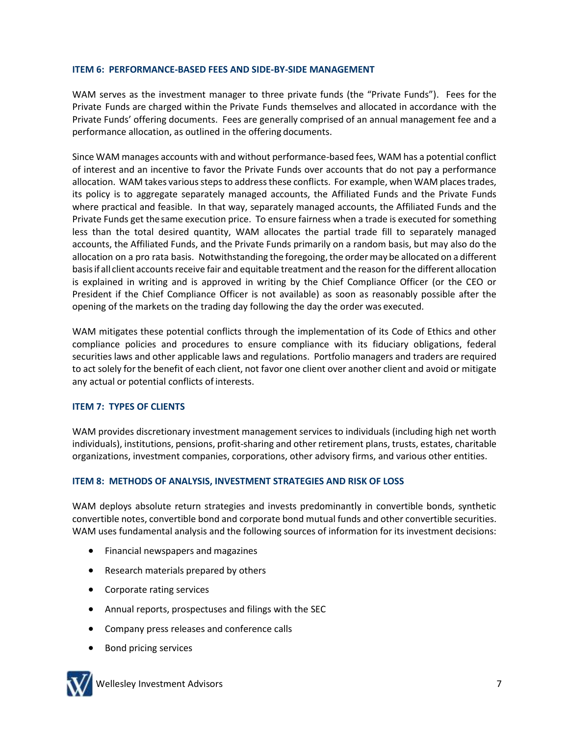## ITEM 6: PERFORMANCE-BASED FEES AND SIDE-BY-SIDE MANAGEMENT

WAM serves as the investment manager to three private funds (the "Private Funds"). Fees for the Private Funds are charged within the Private Funds themselves and allocated in accordance with the Private Funds' offering documents. Fees are generally comprised of an annual management fee and a performance allocation, as outlined in the offering documents.

Since WAM manages accounts with and without performance-based fees, WAM has a potential conflict of interest and an incentive to favor the Private Funds over accounts that do not pay a performance allocation. WAM takes various steps to address these conflicts. For example, when WAM places trades, its policy is to aggregate separately managed accounts, the Affiliated Funds and the Private Funds where practical and feasible. In that way, separately managed accounts, the Affiliated Funds and the Private Funds get the same execution price. To ensure fairness when a trade is executed for something less than the total desired quantity, WAM allocates the partial trade fill to separately managed accounts, the Affiliated Funds, and the Private Funds primarily on a random basis, but may also do the allocation on a pro rata basis. Notwithstanding the foregoing, the order may be allocated on a different basis if all client accounts receive fair and equitable treatment and the reason for the different allocation is explained in writing and is approved in writing by the Chief Compliance Officer (or the CEO or President if the Chief Compliance Officer is not available) as soon as reasonably possible after the opening of the markets on the trading day following the day the order was executed.

WAM mitigates these potential conflicts through the implementation of its Code of Ethics and other compliance policies and procedures to ensure compliance with its fiduciary obligations, federal securities laws and other applicable laws and regulations. Portfolio managers and traders are required to act solely for the benefit of each client, not favor one client over another client and avoid or mitigate any actual or potential conflicts of interests.

## ITEM 7: TYPES OF CLIENTS

WAM provides discretionary investment management services to individuals (including high net worth individuals), institutions, pensions, profit-sharing and other retirement plans, trusts, estates, charitable organizations, investment companies, corporations, other advisory firms, and various other entities.

## ITEM 8: METHODS OF ANALYSIS, INVESTMENT STRATEGIES AND RISK OF LOSS

WAM deploys absolute return strategies and invests predominantly in convertible bonds, synthetic convertible notes, convertible bond and corporate bond mutual funds and other convertible securities. WAM uses fundamental analysis and the following sources of information for its investment decisions:

- Financial newspapers and magazines
- Research materials prepared by others
- Corporate rating services
- Annual reports, prospectuses and filings with the SEC
- Company press releases and conference calls
- Bond pricing services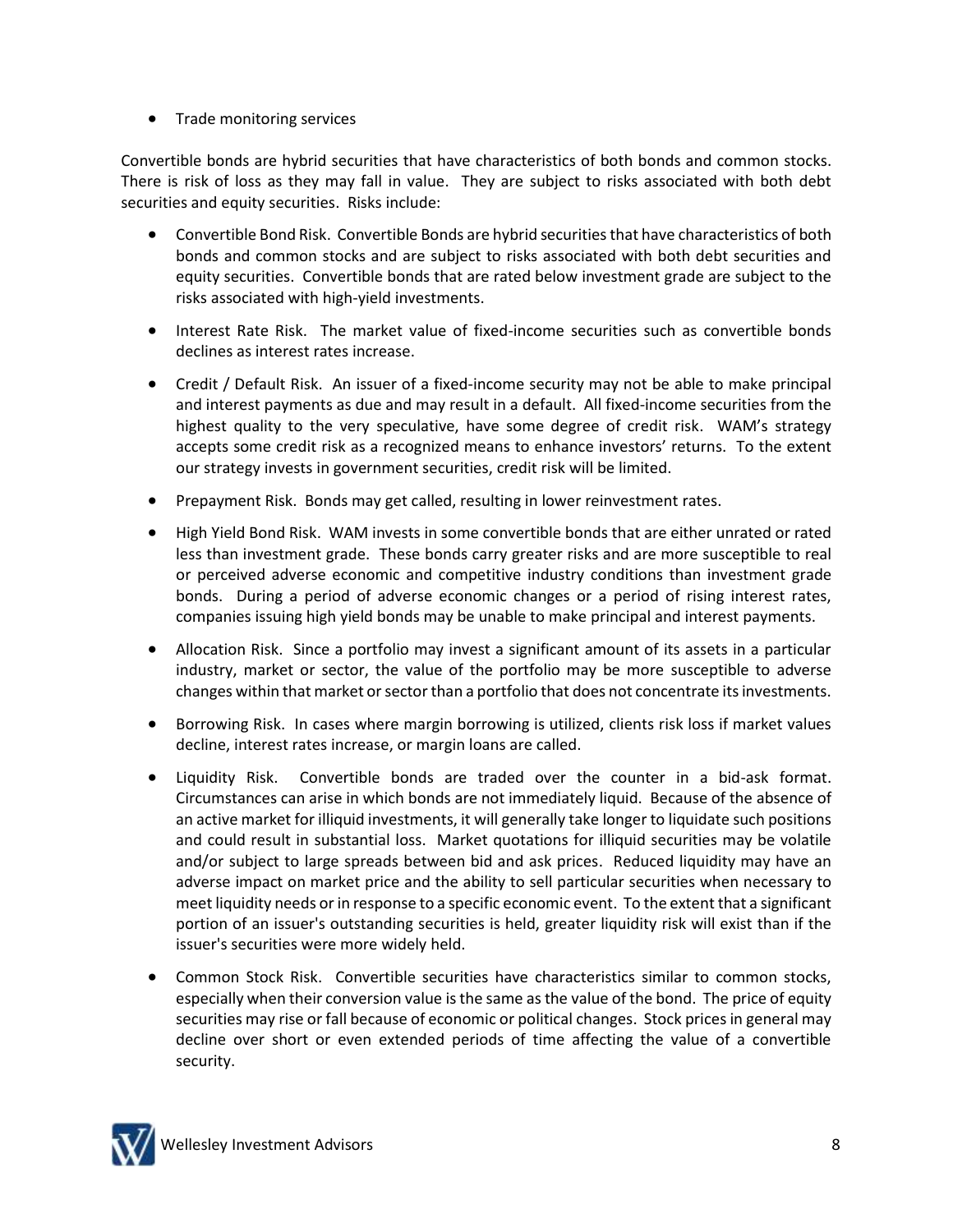- Trade monitoring services

Convertible bonds are hybrid securities that have characteristics of both bonds and common stocks. There is risk of loss as they may fall in value. They are subject to risks associated with both debt securities and equity securities. Risks include:

- Convertible Bond Risk. Convertible Bonds are hybrid securities that have characteristics of both bonds and common stocks and are subject to risks associated with both debt securities and equity securities. Convertible bonds that are rated below investment grade are subject to the risks associated with high-yield investments.
- Interest Rate Risk. The market value of fixed-income securities such as convertible bonds declines as interest rates increase.
- Credit / Default Risk. An issuer of a fixed-income security may not be able to make principal and interest payments as due and may result in a default. All fixed-income securities from the highest quality to the very speculative, have some degree of credit risk. WAM's strategy accepts some credit risk as a recognized means to enhance investors' returns. To the extent our strategy invests in government securities, credit risk will be limited.
- Prepayment Risk. Bonds may get called, resulting in lower reinvestment rates.
- High Yield Bond Risk. WAM invests in some convertible bonds that are either unrated or rated less than investment grade. These bonds carry greater risks and are more susceptible to real or perceived adverse economic and competitive industry conditions than investment grade bonds. During a period of adverse economic changes or a period of rising interest rates, companies issuing high yield bonds may be unable to make principal and interest payments.
- Allocation Risk. Since a portfolio may invest a significant amount of its assets in a particular industry, market or sector, the value of the portfolio may be more susceptible to adverse changes within that market or sector than a portfolio that does not concentrate its investments.
- Borrowing Risk. In cases where margin borrowing is utilized, clients risk loss if market values decline, interest rates increase, or margin loans are called.
- Liquidity Risk. Convertible bonds are traded over the counter in a bid-ask format. Circumstances can arise in which bonds are not immediately liquid. Because of the absence of an active market for illiquid investments, it will generally take longer to liquidate such positions and could result in substantial loss. Market quotations for illiquid securities may be volatile and/or subject to large spreads between bid and ask prices. Reduced liquidity may have an adverse impact on market price and the ability to sell particular securities when necessary to meet liquidity needs or in response to a specific economic event. To the extent that a significant portion of an issuer's outstanding securities is held, greater liquidity risk will exist than if the issuer's securities were more widely held.
- Common Stock Risk. Convertible securities have characteristics similar to common stocks, especially when their conversion value is the same as the value of the bond. The price of equity securities may rise or fall because of economic or political changes. Stock prices in general may decline over short or even extended periods of time affecting the value of a convertible security.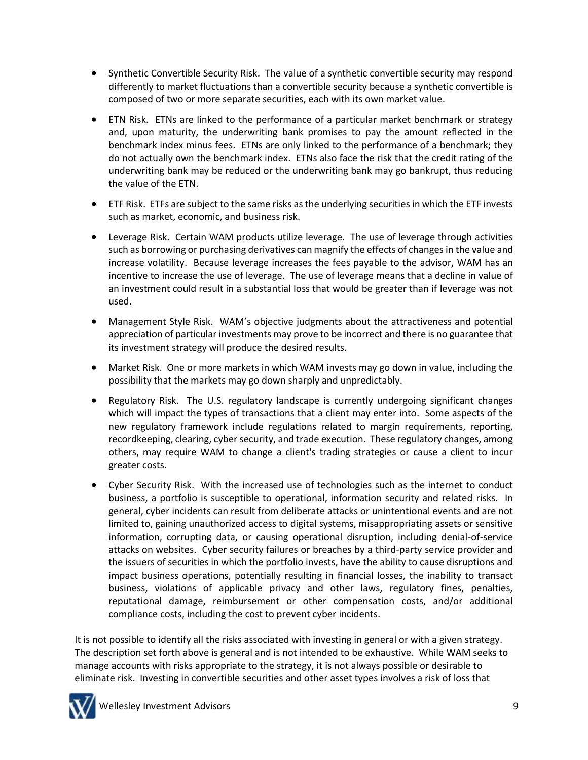- Synthetic Convertible Security Risk. The value of a synthetic convertible security may respond differently to market fluctuations than a convertible security because a synthetic convertible is composed of two or more separate securities, each with its own market value.

- ETN Risk. ETNs are linked to the performance of a particular market benchmark or strategy and, upon maturity, the underwriting bank promises to pay the amount reflected in the benchmark index minus fees. ETNs are only linked to the performance of a benchmark; they do not actually own the benchmark index. ETNs also face the risk that the credit rating of the underwriting bank may be reduced or the underwriting bank may go bankrupt, thus reducing the value of the ETN.

- ETF Risk. ETFs are subject to the same risks as the underlying securities in which the ETF invests such as market, economic, and business risk.

- Leverage Risk. Certain WAM products utilize leverage. The use of leverage through activities such as borrowing or purchasing derivatives can magnify the effects of changes in the value and increase volatility. Because leverage increases the fees payable to the advisor, WAM has an incentive to increase the use of leverage. The use of leverage means that a decline in value of an investment could result in a substantial loss that would be greater than if leverage was not used.

- Management Style Risk. WAM's objective judgments about the attractiveness and potential appreciation of particular investments may prove to be incorrect and there is no guarantee that its investment strategy will produce the desired results.

- Market Risk. One or more markets in which WAM invests may go down in value, including the possibility that the markets may go down sharply and unpredictably.

- Regulatory Risk. The U.S. regulatory landscape is currently undergoing significant changes which will impact the types of transactions that a client may enter into. Some aspects of the new regulatory framework include regulations related to margin requirements, reporting, recordkeeping, clearing, cyber security, and trade execution. These regulatory changes, among others, may require WAM to change a client's trading strategies or cause a client to incur greater costs.

- Cyber Security Risk. With the increased use of technologies such as the internet to conduct business, a portfolio is susceptible to operational, information security and related risks. In general, cyber incidents can result from deliberate attacks or unintentional events and are not limited to, gaining unauthorized access to digital systems, misappropriating assets or sensitive information, corrupting data, or causing operational disruption, including denial-of-service attacks on websites. Cyber security failures or breaches by a third-party service provider and the issuers of securities in which the portfolio invests, have the ability to cause disruptions and impact business operations, potentially resulting in financial losses, the inability to transact business, violations of applicable privacy and other laws, regulatory fines, penalties, reputational damage, reimbursement or other compensation costs, and/or additional compliance costs, including the cost to prevent cyber incidents.

It is not possible to identify all the risks associated with investing in general or with a given strategy. The description set forth above is general and is not intended to be exhaustive. While WAM seeks to manage accounts with risks appropriate to the strategy, it is not always possible or desirable to eliminate risk. Investing in convertible securities and other asset types involves a risk of loss that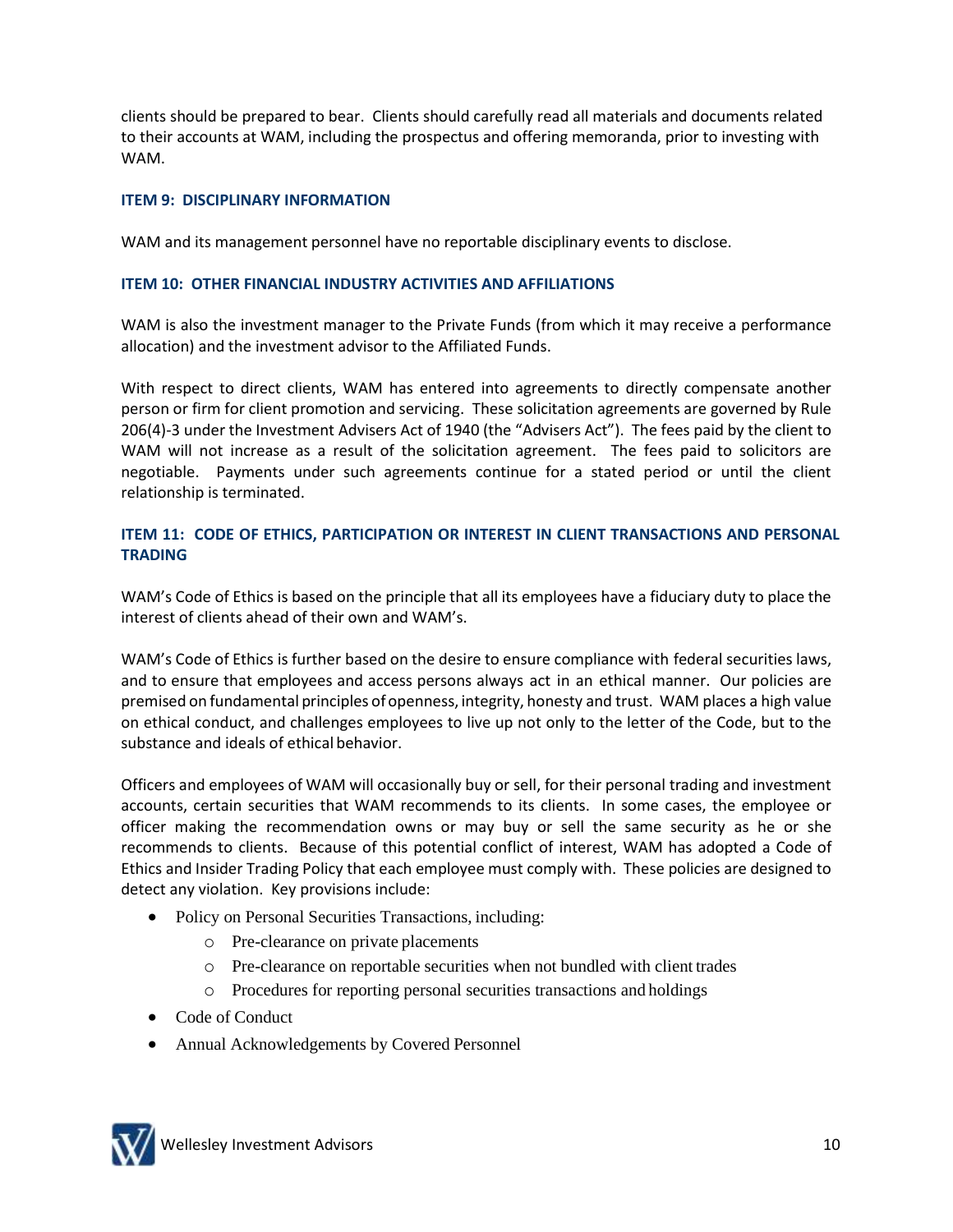clients should be prepared to bear. Clients should carefully read all materials and documents related to their accounts at WAM, including the prospectus and offering memoranda, prior to investing with WAM.

### ITEM 9: DISCIPLINARY INFORMATION

WAM and its management personnel have no reportable disciplinary events to disclose.

### ITEM 10: OTHER FINANCIAL INDUSTRY ACTIVITIES AND AFFILIATIONS

WAM is also the investment manager to the Private Funds (from which it may receive a performance allocation) and the investment advisor to the Affiliated Funds.

With respect to direct clients, WAM has entered into agreements to directly compensate another person or firm for client promotion and servicing. These solicitation agreements are governed by Rule 206(4)-3 under the Investment Advisers Act of 1940 (the "Advisers Act"). The fees paid by the client to WAM will not increase as a result of the solicitation agreement. The fees paid to solicitors are negotiable. Payments under such agreements continue for a stated period or until the client relationship is terminated.

### ITEM 11: CODE OF ETHICS, PARTICIPATION OR INTEREST IN CLIENT TRANSACTIONS AND PERSONAL TRADING

WAM's Code of Ethics is based on the principle that all its employees have a fiduciary duty to place the interest of clients ahead of their own and WAM's.

WAM's Code of Ethics is further based on the desire to ensure compliance with federal securities laws, and to ensure that employees and access persons always act in an ethical manner. Our policies are premised on fundamental principles of openness, integrity, honesty and trust. WAM places a high value on ethical conduct, and challenges employees to live up not only to the letter of the Code, but to the substance and ideals of ethical behavior.

Officers and employees of WAM will occasionally buy or sell, for their personal trading and investment accounts, certain securities that WAM recommends to its clients. In some cases, the employee or officer making the recommendation owns or may buy or sell the same security as he or she recommends to clients. Because of this potential conflict of interest, WAM has adopted a Code of Ethics and Insider Trading Policy that each employee must comply with. These policies are designed to detect any violation. Key provisions include:

- Policy on Personal Securities Transactions, including:
  - Pre-clearance on private placements
  - Pre-clearance on reportable securities when not bundled with client trades
  - Procedures for reporting personal securities transactions and holdings
- Code of Conduct
- Annual Acknowledgements by Covered Personnel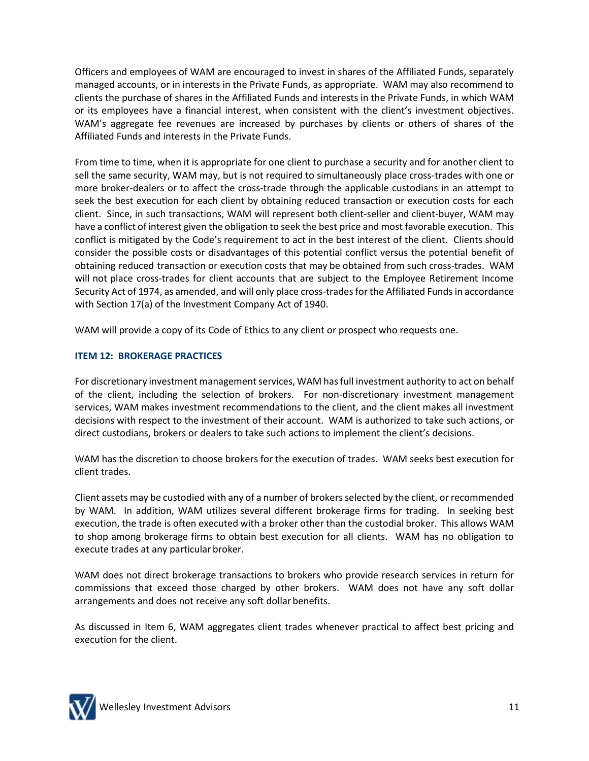Officers and employees of WAM are encouraged to invest in shares of the Affiliated Funds, separately managed accounts, or in interests in the Private Funds, as appropriate. WAM may also recommend to clients the purchase of shares in the Affiliated Funds and interests in the Private Funds, in which WAM or its employees have a financial interest, when consistent with the client's investment objectives. WAM's aggregate fee revenues are increased by purchases by clients or others of shares of the Affiliated Funds and interests in the Private Funds.

From time to time, when it is appropriate for one client to purchase a security and for another client to sell the same security, WAM may, but is not required to simultaneously place cross-trades with one or more broker-dealers or to affect the cross-trade through the applicable custodians in an attempt to seek the best execution for each client by obtaining reduced transaction or execution costs for each client. Since, in such transactions, WAM will represent both client-seller and client-buyer, WAM may have a conflict of interest given the obligation to seek the best price and most favorable execution. This conflict is mitigated by the Code's requirement to act in the best interest of the client. Clients should consider the possible costs or disadvantages of this potential conflict versus the potential benefit of obtaining reduced transaction or execution costs that may be obtained from such cross-trades. WAM will not place cross-trades for client accounts that are subject to the Employee Retirement Income Security Act of 1974, as amended, and will only place cross-trades for the Affiliated Funds in accordance with Section 17(a) of the Investment Company Act of 1940.

WAM will provide a copy of its Code of Ethics to any client or prospect who requests one.

## ITEM 12: BROKERAGE PRACTICES

For discretionary investment management services, WAM has full investment authority to act on behalf of the client, including the selection of brokers. For non-discretionary investment management services, WAM makes investment recommendations to the client, and the client makes all investment decisions with respect to the investment of their account. WAM is authorized to take such actions, or direct custodians, brokers or dealers to take such actions to implement the client's decisions.

WAM has the discretion to choose brokers for the execution of trades. WAM seeks best execution for client trades.

Client assets may be custodied with any of a number of brokers selected by the client, or recommended by WAM. In addition, WAM utilizes several different brokerage firms for trading. In seeking best execution, the trade is often executed with a broker other than the custodial broker. This allows WAM to shop among brokerage firms to obtain best execution for all clients. WAM has no obligation to execute trades at any particular broker.

WAM does not direct brokerage transactions to brokers who provide research services in return for commissions that exceed those charged by other brokers. WAM does not have any soft dollar arrangements and does not receive any soft dollar benefits.

As discussed in Item 6, WAM aggregates client trades whenever practical to affect best pricing and execution for the client.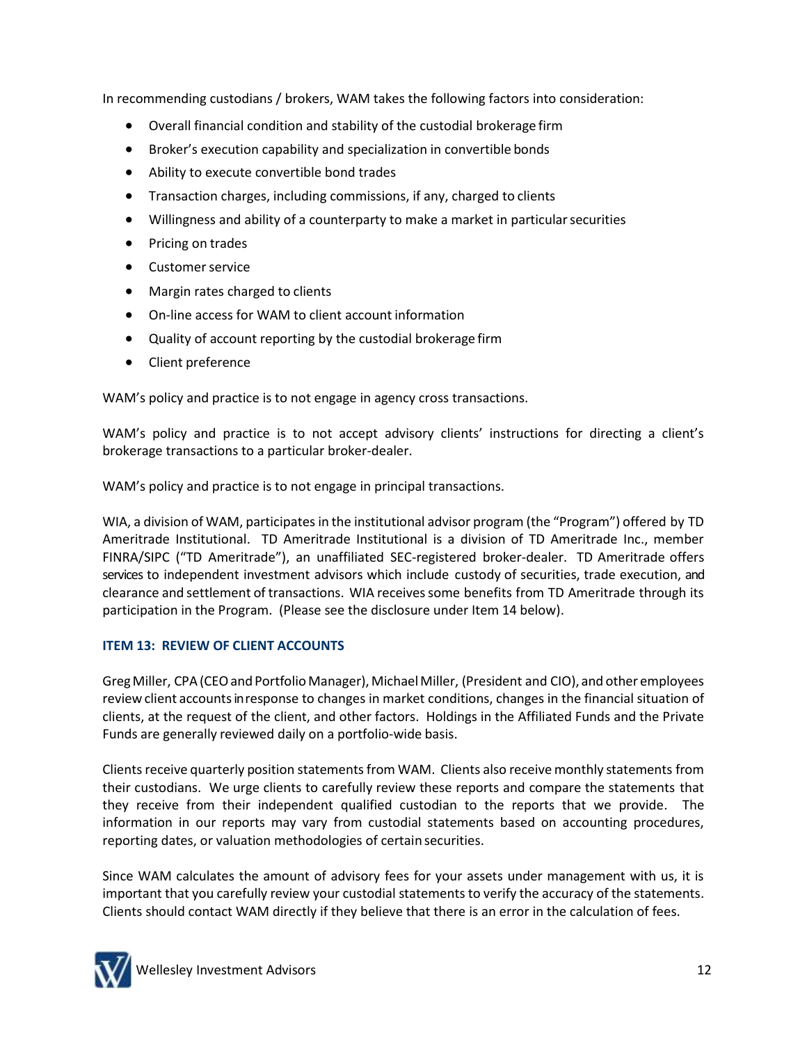In recommending custodians / brokers, WAM takes the following factors into consideration:

- Overall financial condition and stability of the custodial brokerage firm
- Broker's execution capability and specialization in convertible bonds
- Ability to execute convertible bond trades
- Transaction charges, including commissions, if any, charged to clients
- Willingness and ability of a counterparty to make a market in particular securities
- Pricing on trades
- Customer service
- Margin rates charged to clients
- On-line access for WAM to client account information
- Quality of account reporting by the custodial brokerage firm
- Client preference

WAM's policy and practice is to not engage in agency cross transactions.

WAM's policy and practice is to not accept advisory clients' instructions for directing a client's brokerage transactions to a particular broker-dealer.

WAM's policy and practice is to not engage in principal transactions.

WIA, a division of WAM, participates in the institutional advisor program (the "Program") offered by TD Ameritrade Institutional. TD Ameritrade Institutional is a division of TD Ameritrade Inc., member FINRA/SIPC ("TD Ameritrade"), an unaffiliated SEC-registered broker-dealer. TD Ameritrade offers services to independent investment advisors which include custody of securities, trade execution, and clearance and settlement of transactions. WIA receives some benefits from TD Ameritrade through its participation in the Program. (Please see the disclosure under Item 14 below).

## ITEM 13: REVIEW OF CLIENT ACCOUNTS

Greg Miller, CPA (CEO and Portfolio Manager), Michael Miller, (President and CIO), and other employees review client accounts in response to changes in market conditions, changes in the financial situation of clients, at the request of the client, and other factors. Holdings in the Affiliated Funds and the Private Funds are generally reviewed daily on a portfolio-wide basis.

Clients receive quarterly position statements from WAM. Clients also receive monthly statements from their custodians. We urge clients to carefully review these reports and compare the statements that they receive from their independent qualified custodian to the reports that we provide. The information in our reports may vary from custodial statements based on accounting procedures, reporting dates, or valuation methodologies of certain securities.

Since WAM calculates the amount of advisory fees for your assets under management with us, it is important that you carefully review your custodial statements to verify the accuracy of the statements. Clients should contact WAM directly if they believe that there is an error in the calculation of fees.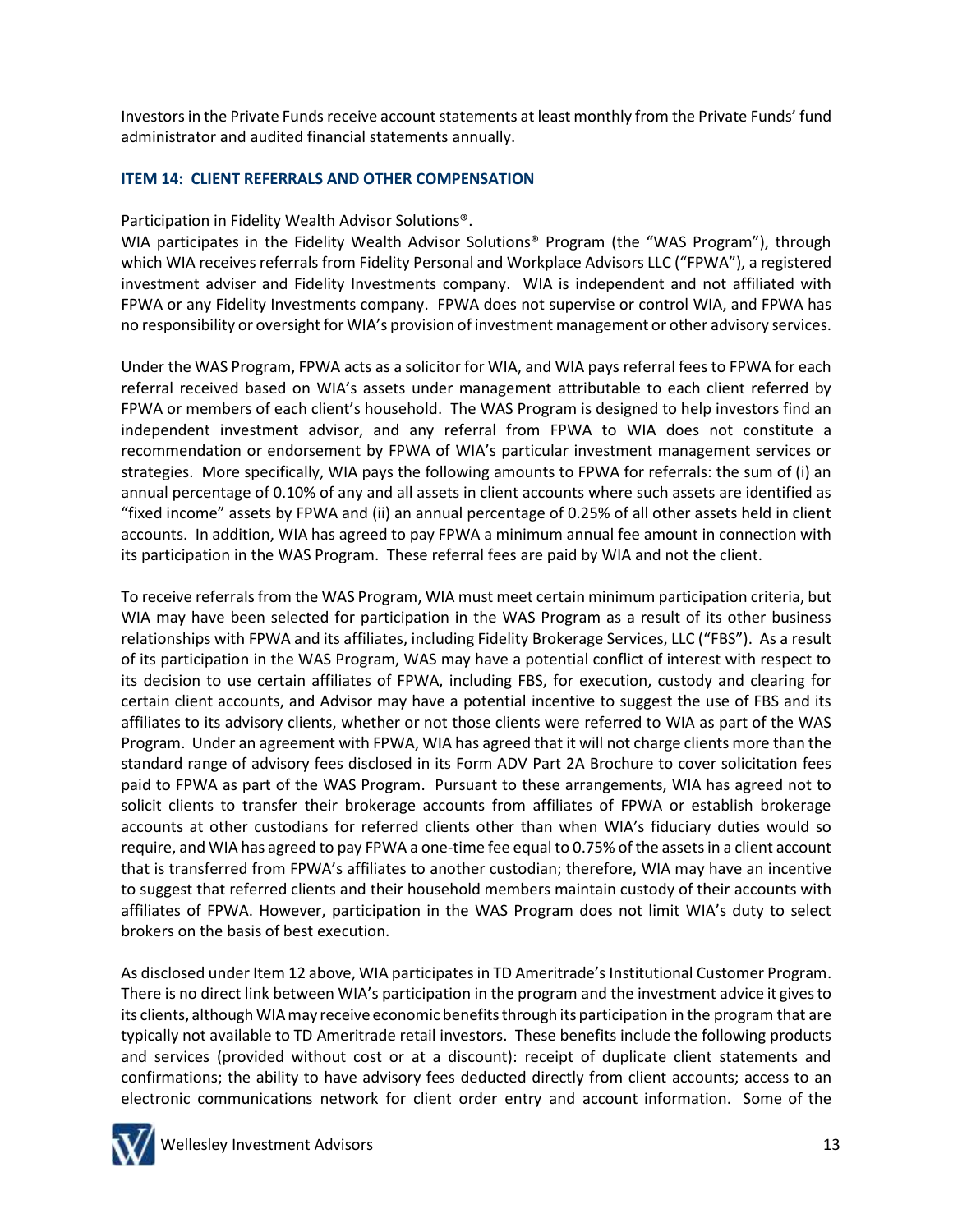Investors in the Private Funds receive account statements at least monthly from the Private Funds' fund administrator and audited financial statements annually.

## ITEM 14: CLIENT REFERRALS AND OTHER COMPENSATION

Participation in Fidelity Wealth Advisor Solutions®.

WIA participates in the Fidelity Wealth Advisor Solutions® Program (the "WAS Program"), through which WIA receives referrals from Fidelity Personal and Workplace Advisors LLC ("FPWA"), a registered investment adviser and Fidelity Investments company. WIA is independent and not affiliated with FPWA or any Fidelity Investments company. FPWA does not supervise or control WIA, and FPWA has no responsibility or oversight for WIA's provision of investment management or other advisory services.

Under the WAS Program, FPWA acts as a solicitor for WIA, and WIA pays referral fees to FPWA for each referral received based on WIA's assets under management attributable to each client referred by FPWA or members of each client's household. The WAS Program is designed to help investors find an independent investment advisor, and any referral from FPWA to WIA does not constitute a recommendation or endorsement by FPWA of WIA's particular investment management services or strategies. More specifically, WIA pays the following amounts to FPWA for referrals: the sum of (i) an annual percentage of 0.10% of any and all assets in client accounts where such assets are identified as "fixed income" assets by FPWA and (ii) an annual percentage of 0.25% of all other assets held in client accounts. In addition, WIA has agreed to pay FPWA a minimum annual fee amount in connection with its participation in the WAS Program. These referral fees are paid by WIA and not the client.

To receive referrals from the WAS Program, WIA must meet certain minimum participation criteria, but WIA may have been selected for participation in the WAS Program as a result of its other business relationships with FPWA and its affiliates, including Fidelity Brokerage Services, LLC ("FBS"). As a result of its participation in the WAS Program, WAS may have a potential conflict of interest with respect to its decision to use certain affiliates of FPWA, including FBS, for execution, custody and clearing for certain client accounts, and Advisor may have a potential incentive to suggest the use of FBS and its affiliates to its advisory clients, whether or not those clients were referred to WIA as part of the WAS Program. Under an agreement with FPWA, WIA has agreed that it will not charge clients more than the standard range of advisory fees disclosed in its Form ADV Part 2A Brochure to cover solicitation fees paid to FPWA as part of the WAS Program. Pursuant to these arrangements, WIA has agreed not to solicit clients to transfer their brokerage accounts from affiliates of FPWA or establish brokerage accounts at other custodians for referred clients other than when WIA's fiduciary duties would so require, and WIA has agreed to pay FPWA a one-time fee equal to 0.75% of the assets in a client account that is transferred from FPWA's affiliates to another custodian; therefore, WIA may have an incentive to suggest that referred clients and their household members maintain custody of their accounts with affiliates of FPWA. However, participation in the WAS Program does not limit WIA's duty to select brokers on the basis of best execution.

As disclosed under Item 12 above, WIA participates in TD Ameritrade's Institutional Customer Program. There is no direct link between WIA's participation in the program and the investment advice it gives to its clients, although WIA may receive economic benefits through its participation in the program that are typically not available to TD Ameritrade retail investors. These benefits include the following products and services (provided without cost or at a discount): receipt of duplicate client statements and confirmations; the ability to have advisory fees deducted directly from client accounts; access to an electronic communications network for client order entry and account information. Some of the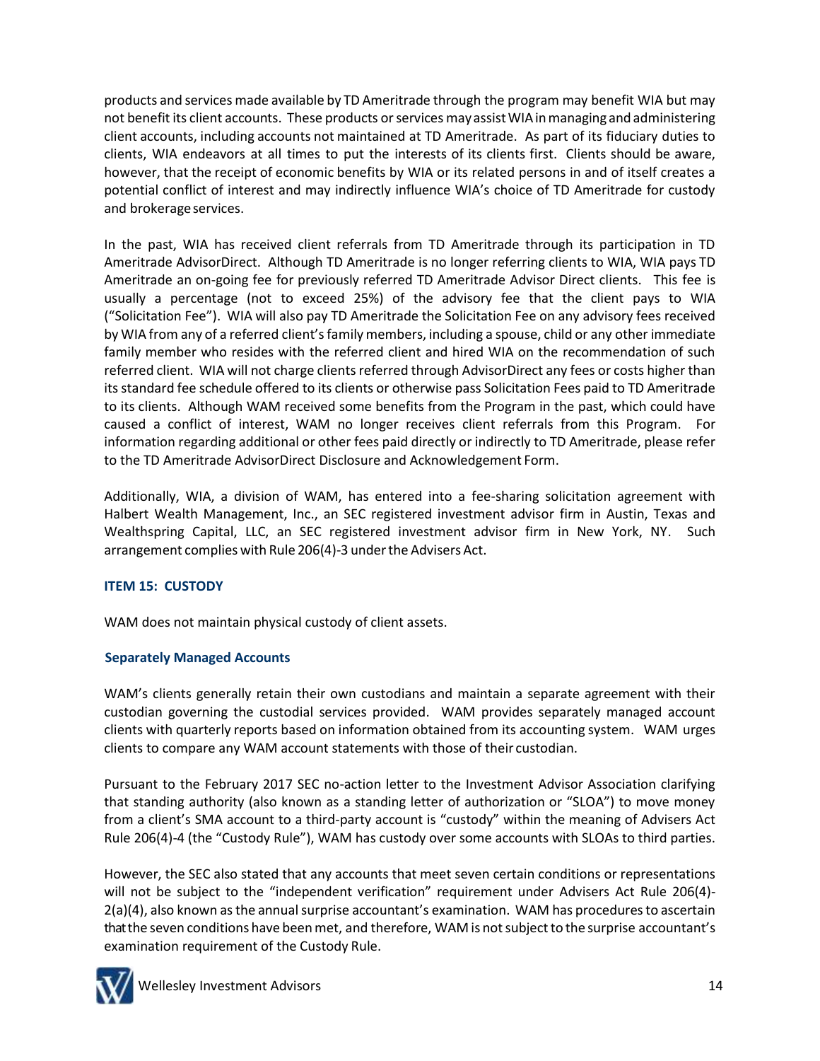products and services made available by TD Ameritrade through the program may benefit WIA but may not benefit its client accounts. These products or services may assist WIA in managing and administering client accounts, including accounts not maintained at TD Ameritrade. As part of its fiduciary duties to clients, WIA endeavors at all times to put the interests of its clients first. Clients should be aware, however, that the receipt of economic benefits by WIA or its related persons in and of itself creates a potential conflict of interest and may indirectly influence WIA's choice of TD Ameritrade for custody and brokerage services.

In the past, WIA has received client referrals from TD Ameritrade through its participation in TD Ameritrade AdvisorDirect. Although TD Ameritrade is no longer referring clients to WIA, WIA pays TD Ameritrade an on-going fee for previously referred TD Ameritrade Advisor Direct clients. This fee is usually a percentage (not to exceed 25%) of the advisory fee that the client pays to WIA ("Solicitation Fee"). WIA will also pay TD Ameritrade the Solicitation Fee on any advisory fees received by WIA from any of a referred client's family members, including a spouse, child or any other immediate family member who resides with the referred client and hired WIA on the recommendation of such referred client. WIA will not charge clients referred through AdvisorDirect any fees or costs higher than its standard fee schedule offered to its clients or otherwise pass Solicitation Fees paid to TD Ameritrade to its clients. Although WAM received some benefits from the Program in the past, which could have caused a conflict of interest, WAM no longer receives client referrals from this Program. For information regarding additional or other fees paid directly or indirectly to TD Ameritrade, please refer to the TD Ameritrade AdvisorDirect Disclosure and Acknowledgement Form.

Additionally, WIA, a division of WAM, has entered into a fee-sharing solicitation agreement with Halbert Wealth Management, Inc., an SEC registered investment advisor firm in Austin, Texas and Wealthspring Capital, LLC, an SEC registered investment advisor firm in New York, NY. Such arrangement complies with Rule 206(4)-3 under the Advisers Act.

## ITEM 15: CUSTODY

WAM does not maintain physical custody of client assets.

### Separately Managed Accounts

WAM's clients generally retain their own custodians and maintain a separate agreement with their custodian governing the custodial services provided. WAM provides separately managed account clients with quarterly reports based on information obtained from its accounting system. WAM urges clients to compare any WAM account statements with those of their custodian.

Pursuant to the February 2017 SEC no-action letter to the Investment Advisor Association clarifying that standing authority (also known as a standing letter of authorization or "SLOA") to move money from a client's SMA account to a third-party account is "custody" within the meaning of Advisers Act Rule 206(4)-4 (the "Custody Rule"), WAM has custody over some accounts with SLOAs to third parties.

However, the SEC also stated that any accounts that meet seven certain conditions or representations will not be subject to the "independent verification" requirement under Advisers Act Rule 206(4)-2(a)(4), also known as the annual surprise accountant's examination. WAM has procedures to ascertain that the seven conditions have been met, and therefore, WAM is not subject to the surprise accountant's examination requirement of the Custody Rule.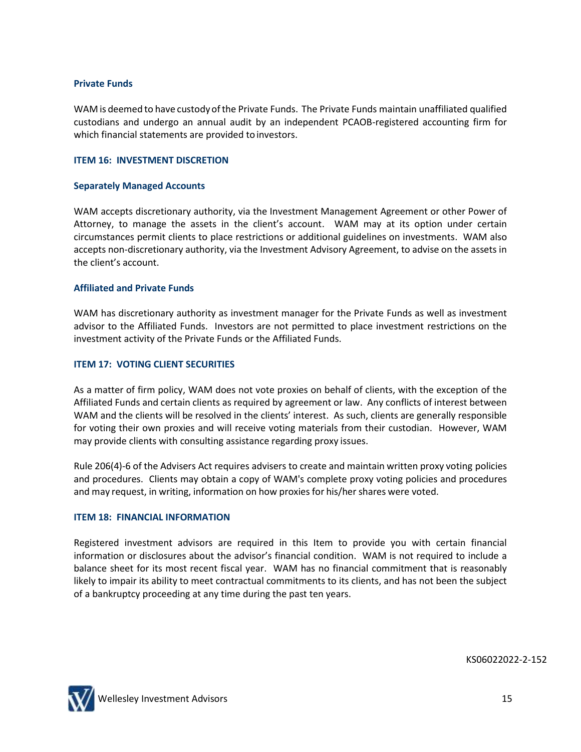### Private Funds

WAM is deemed to have custody of the Private Funds. The Private Funds maintain unaffiliated qualified custodians and undergo an annual audit by an independent PCAOB-registered accounting firm for which financial statements are provided to investors.

## ITEM 16: INVESTMENT DISCRETION

### Separately Managed Accounts

WAM accepts discretionary authority, via the Investment Management Agreement or other Power of Attorney, to manage the assets in the client's account. WAM may at its option under certain circumstances permit clients to place restrictions or additional guidelines on investments. WAM also accepts non-discretionary authority, via the Investment Advisory Agreement, to advise on the assets in the client's account.

### Affiliated and Private Funds

WAM has discretionary authority as investment manager for the Private Funds as well as investment advisor to the Affiliated Funds. Investors are not permitted to place investment restrictions on the investment activity of the Private Funds or the Affiliated Funds.

## ITEM 17: VOTING CLIENT SECURITIES

As a matter of firm policy, WAM does not vote proxies on behalf of clients, with the exception of the Affiliated Funds and certain clients as required by agreement or law. Any conflicts of interest between WAM and the clients will be resolved in the clients' interest. As such, clients are generally responsible for voting their own proxies and will receive voting materials from their custodian. However, WAM may provide clients with consulting assistance regarding proxy issues.

Rule 206(4)-6 of the Advisers Act requires advisers to create and maintain written proxy voting policies and procedures. Clients may obtain a copy of WAM's complete proxy voting policies and procedures and may request, in writing, information on how proxies for his/her shares were voted.

## ITEM 18: FINANCIAL INFORMATION

Registered investment advisors are required in this Item to provide you with certain financial information or disclosures about the advisor's financial condition. WAM is not required to include a balance sheet for its most recent fiscal year. WAM has no financial commitment that is reasonably likely to impair its ability to meet contractual commitments to its clients, and has not been the subject of a bankruptcy proceeding at any time during the past ten years.

KS06022022-2-152